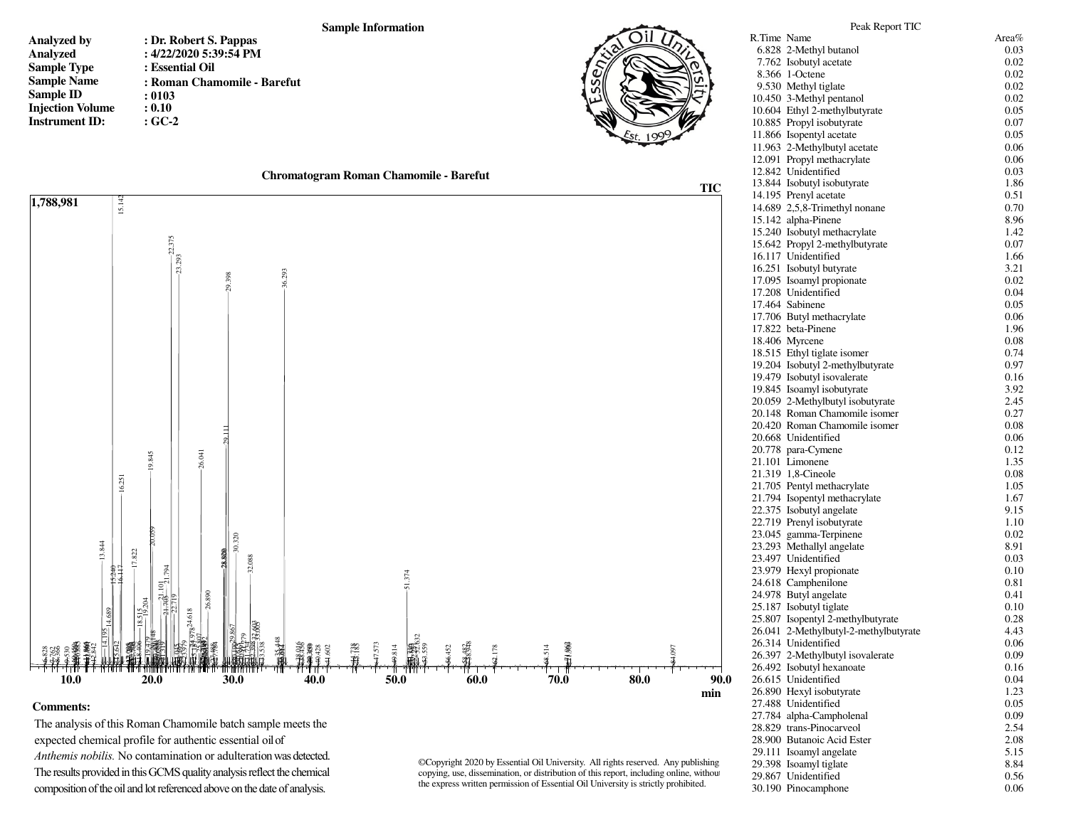## Sample Information

| | |
|---|---|
| **Analyzed by** | : Dr. Robert S. Pappas |
| **Analyzed** | : 4/22/2020 5:39:54 PM |
| **Sample Type** | : Essential Oil |
| **Sample Name** | : Roman Chamomile - Barefut |
| **Sample ID** | : 0103 |
| **Injection Volume** | : 0.10 |
| **Instrument ID:** | : GC-2 |

Essential Oil University Est. 1999

### Chromatogram Roman Chamomile - Barefut

TIC

1,788,981

min

**Comments:**

The analysis of this Roman Chamomile batch sample meets the expected chemical profile for authentic essential oil of *Anthemis nobilis.* No contamination or adulteration was detected. The results provided in this GCMS quality analysis reflect the chemical composition of the oil and lot referenced above on the date of analysis.

©Copyright 2020 by Essential Oil University. All rights reserved. Any publishing copying, use, dissemination, or distribution of this report, including online, without the express written permission of Essential Oil University is strictly prohibited.

### Peak Report TIC

| R.Time | Name | Area% |
|---|---|---|
| 6.828 | 2-Methyl butanol | 0.03 |
| 7.762 | Isobutyl acetate | 0.02 |
| 8.366 | 1-Octene | 0.02 |
| 9.530 | Methyl tiglate | 0.02 |
| 10.450 | 3-Methyl pentanol | 0.02 |
| 10.604 | Ethyl 2-methylbutyrate | 0.05 |
| 10.885 | Propyl isobutyrate | 0.07 |
| 11.866 | Isopentyl acetate | 0.05 |
| 11.963 | 2-Methylbutyl acetate | 0.06 |
| 12.091 | Propyl methacrylate | 0.06 |
| 12.842 | Unidentified | 0.03 |
| 13.844 | Isobutyl isobutyrate | 1.86 |
| 14.195 | Prenyl acetate | 0.51 |
| 14.689 | 2,5,8-Trimethyl nonane | 0.70 |
| 15.142 | alpha-Pinene | 8.96 |
| 15.240 | Isobutyl methacrylate | 1.42 |
| 15.642 | Propyl 2-methylbutyrate | 0.07 |
| 16.117 | Unidentified | 1.66 |
| 16.251 | Isobutyl butyrate | 3.21 |
| 17.095 | Isoamyl propionate | 0.02 |
| 17.208 | Unidentified | 0.04 |
| 17.464 | Sabinene | 0.05 |
| 17.706 | Butyl methacrylate | 0.06 |
| 17.822 | beta-Pinene | 1.96 |
| 18.406 | Myrcene | 0.08 |
| 18.515 | Ethyl tiglate isomer | 0.74 |
| 19.204 | Isobutyl 2-methylbutyrate | 0.97 |
| 19.479 | Isobutyl isovalerate | 0.16 |
| 19.845 | Isoamyl isobutyrate | 3.92 |
| 20.059 | 2-Methylbutyl isobutyrate | 2.45 |
| 20.148 | Roman Chamomile isomer | 0.27 |
| 20.420 | Roman Chamomile isomer | 0.08 |
| 20.668 | Unidentified | 0.06 |
| 20.778 | para-Cymene | 0.12 |
| 21.101 | Limonene | 1.35 |
| 21.319 | 1,8-Cineole | 0.08 |
| 21.705 | Pentyl methacrylate | 1.05 |
| 21.794 | Isopentyl methacrylate | 1.67 |
| 22.375 | Isobutyl angelate | 9.15 |
| 22.719 | Prenyl isobutyrate | 1.10 |
| 23.045 | gamma-Terpinene | 0.02 |
| 23.293 | Methallyl angelate | 8.91 |
| 23.497 | Unidentified | 0.03 |
| 23.979 | Hexyl propionate | 0.10 |
| 24.618 | Camphenilone | 0.81 |
| 24.978 | Butyl angelate | 0.41 |
| 25.187 | Isobutyl tiglate | 0.10 |
| 25.807 | Isopentyl 2-methylbutyrate | 0.28 |
| 26.041 | 2-Methylbutyl-2-methylbutyrate | 4.43 |
| 26.314 | Unidentified | 0.06 |
| 26.397 | 2-Methylbutyl isovalerate | 0.09 |
| 26.492 | Isobutyl hexanoate | 0.16 |
| 26.615 | Unidentified | 0.04 |
| 26.890 | Hexyl isobutyrate | 1.23 |
| 27.488 | Unidentified | 0.05 |
| 27.784 | alpha-Campholenal | 0.09 |
| 28.829 | trans-Pinocarveol | 2.54 |
| 28.900 | Butanoic Acid Ester | 2.08 |
| 29.111 | Isoamyl angelate | 5.15 |
| 29.398 | Isoamyl tiglate | 8.84 |
| 29.867 | Unidentified | 0.56 |
| 30.190 | Pinocamphone | 0.06 |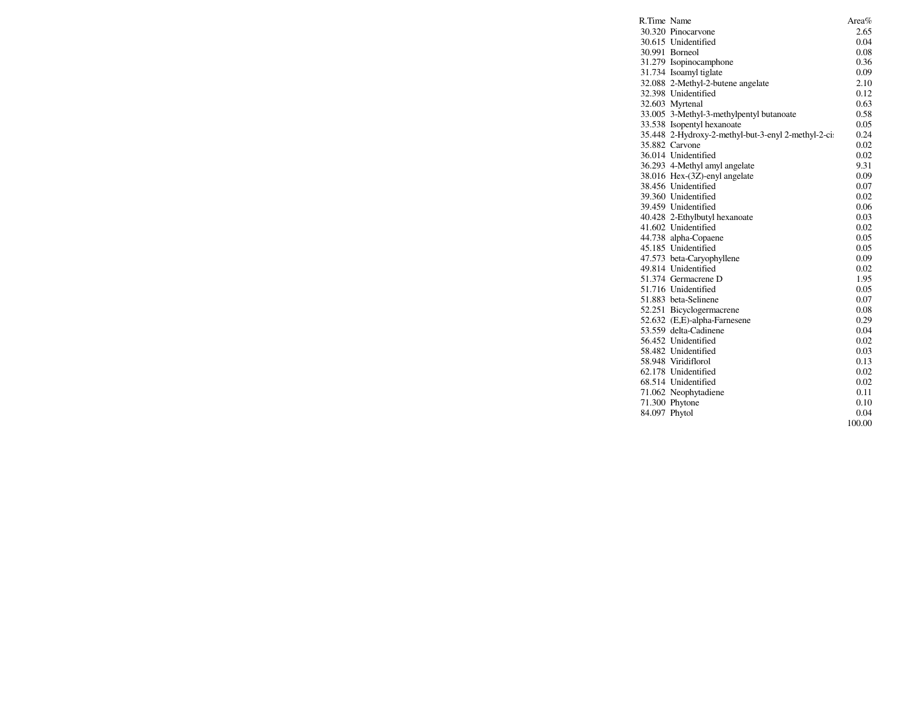| R.Time | Name | Area% |
|---|---|---|
| 30.320 | Pinocarvone | 2.65 |
| 30.615 | Unidentified | 0.04 |
| 30.991 | Borneol | 0.08 |
| 31.279 | Isopinocamphone | 0.36 |
| 31.734 | Isoamyl tiglate | 0.09 |
| 32.088 | 2-Methyl-2-butene angelate | 2.10 |
| 32.398 | Unidentified | 0.12 |
| 32.603 | Myrtenal | 0.63 |
| 33.005 | 3-Methyl-3-methylpentyl butanoate | 0.58 |
| 33.538 | Isopentyl hexanoate | 0.05 |
| 35.448 | 2-Hydroxy-2-methyl-but-3-enyl 2-methyl-2-cis | 0.24 |
| 35.882 | Carvone | 0.02 |
| 36.014 | Unidentified | 0.02 |
| 36.293 | 4-Methyl amyl angelate | 9.31 |
| 38.016 | Hex-(3Z)-enyl angelate | 0.09 |
| 38.456 | Unidentified | 0.07 |
| 39.360 | Unidentified | 0.02 |
| 39.459 | Unidentified | 0.06 |
| 40.428 | 2-Ethylbutyl hexanoate | 0.03 |
| 41.602 | Unidentified | 0.02 |
| 44.738 | alpha-Copaene | 0.05 |
| 45.185 | Unidentified | 0.05 |
| 47.573 | beta-Caryophyllene | 0.09 |
| 49.814 | Unidentified | 0.02 |
| 51.374 | Germacrene D | 1.95 |
| 51.716 | Unidentified | 0.05 |
| 51.883 | beta-Selinene | 0.07 |
| 52.251 | Bicyclogermacrene | 0.08 |
| 52.632 | (E,E)-alpha-Farnesene | 0.29 |
| 53.559 | delta-Cadinene | 0.04 |
| 56.452 | Unidentified | 0.02 |
| 58.482 | Unidentified | 0.03 |
| 58.948 | Viridiflorol | 0.13 |
| 62.178 | Unidentified | 0.02 |
| 68.514 | Unidentified | 0.02 |
| 71.062 | Neophytadiene | 0.11 |
| 71.300 | Phytone | 0.10 |
| 84.097 | Phytol | 0.04 |
| | | 100.00 |